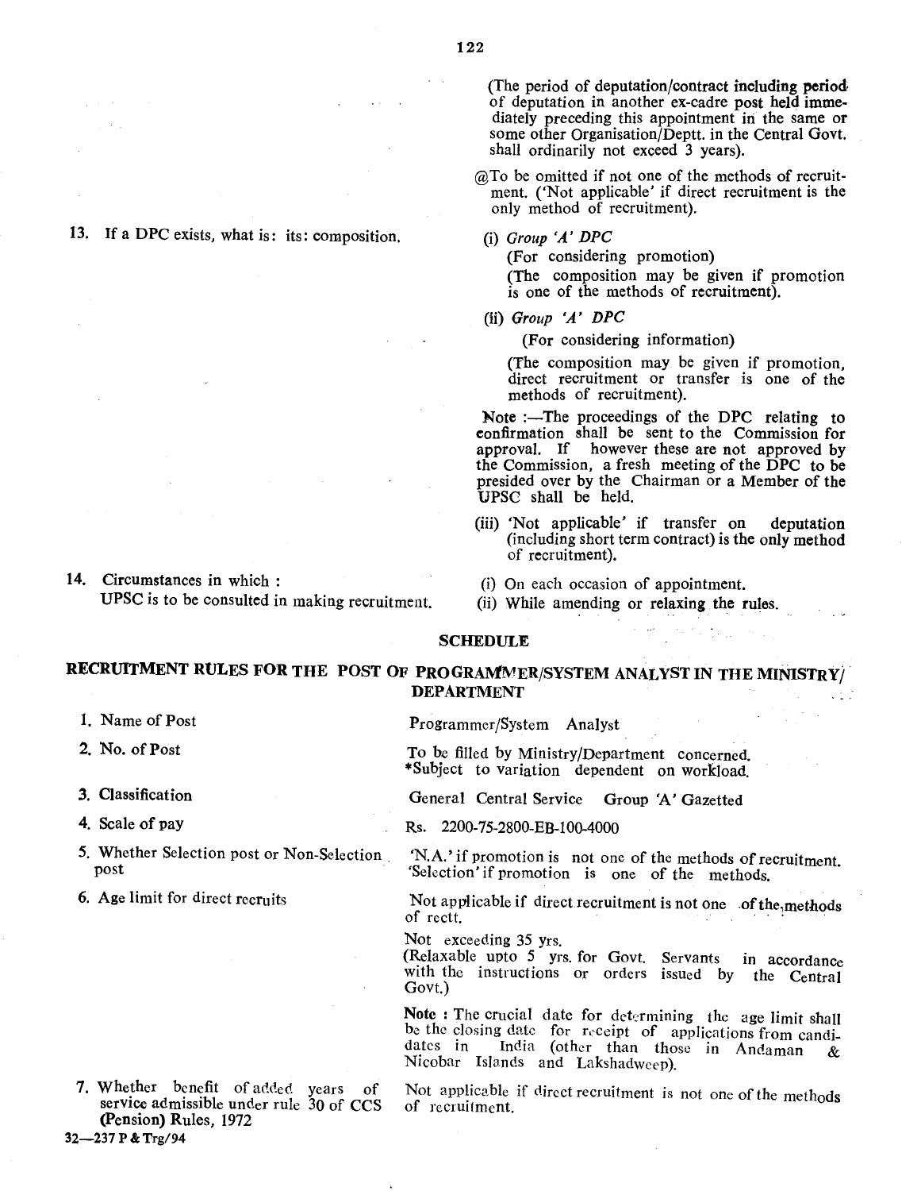(The period of deputation/contract including period of deputation in another ex-cadre post held immediately preceding this appointment in the same or some other Organisation/Deptt. in the Central Govt. shall ordinarily not exceed 3 years).

@To be omitted if not one of the methods of recruitment. ('Not applicable' if direct recruitment is the only method of recruitment).

| | |
|---|---|
| 13. If a DPC exists, what is: its: composition. | (i) *Group 'A' DPC*<br>(For considering promotion)<br>(The composition may be given if promotion is one of the methods of recruitment).<br><br>(ii) *Group 'A' DPC*<br>(For considering information)<br>(The composition may be given if promotion, direct recruitment or transfer is one of the methods of recruitment).<br><br>Note :—The proceedings of the DPC relating to confirmation shall be sent to the Commission for approval. If however these are not approved by the Commission, a fresh meeting of the DPC to be presided over by the Chairman or a Member of the UPSC shall be held.<br><br>(iii) 'Not applicable' if transfer on deputation (including short term contract) is the only method of recruitment). |
| 14. Circumstances in which : UPSC is to be consulted in making recruitment. | (i) On each occasion of appointment.<br>(ii) While amending or relaxing the rules. |

## SCHEDULE

### RECRUITMENT RULES FOR THE POST OF PROGRAMMER/SYSTEM ANALYST IN THE MINISTRY/ DEPARTMENT

| | |
|---|---|
| 1. Name of Post | Programmer/System Analyst |
| 2. No. of Post | To be filled by Ministry/Department concerned.<br>*Subject to variation dependent on workload. |
| 3. Classification | General Central Service Group 'A' Gazetted |
| 4. Scale of pay | Rs. 2200-75-2800-EB-100-4000 |
| 5. Whether Selection post or Non-Selection post | 'N.A.' if promotion is not one of the methods of recruitment. 'Selection' if promotion is one of the methods. |
| 6. Age limit for direct recruits | Not applicable if direct recruitment is not one of the methods of rectt.<br><br>Not exceeding 35 yrs.<br>(Relaxable upto 5 yrs. for Govt. Servants in accordance with the instructions or orders issued by the Central Govt.)<br><br>**Note** : The crucial date for determining the age limit shall be the closing date for receipt of applications from candidates in India (other than those in Andaman & Nicobar Islands and Lakshadweep). |
| 7. Whether benefit of added years of service admissible under rule 30 of CCS (Pension) Rules, 1972 | Not applicable if direct recruitment is not one of the methods of recruitment. |

32—237 P & Trg/94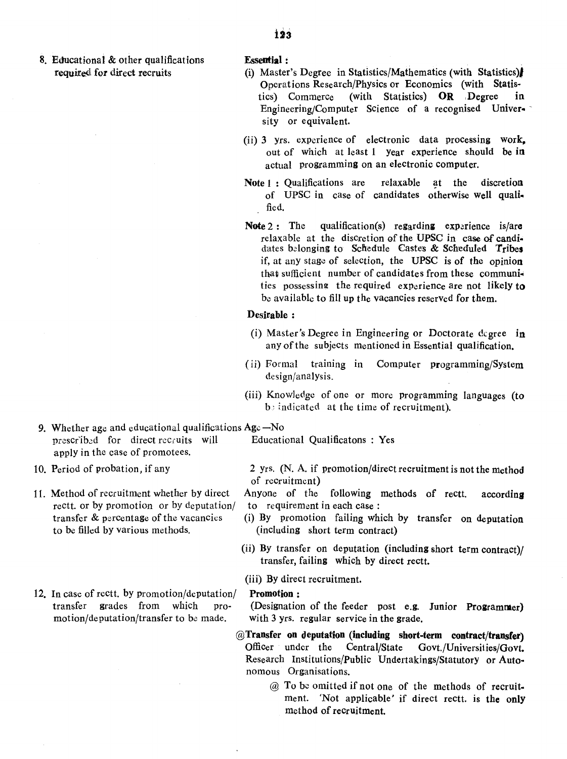| | |
|---|---|
| 8. Educational & other qualifications required for direct recruits | **Essential :**<br>(i) Master's Degree in Statistics/Mathematics (with Statistics)/ Operations Research/Physics or Economics (with Statistics) Commerce (with Statistics) **OR** Degree in Engineering/Computer Science of a recognised University or equivalent.<br>(ii) 3 yrs. experience of electronic data processing work, out of which at least 1 year experience should be in actual programming on an electronic computer.<br>**Note 1 :** Qualifications are relaxable at the discretion of UPSC in case of candidates otherwise well qualified.<br>**Note 2 :** The qualification(s) regarding experience is/are relaxable at the discretion of the UPSC in case of candidates belonging to Schedule Castes & Scheduled Tribes if, at any stage of selection, the UPSC is of the opinion that sufficient number of candidates from these communities possessing the required experience are not likely to be available to fill up the vacancies reserved for them.<br>**Desirable :**<br>(i) Master's Degree in Engineering or Doctorate degree in any of the subjects mentioned in Essential qualification.<br>(ii) Formal training in Computer programming/System design/analysis.<br>(iii) Knowledge of one or more programming languages (to be indicated at the time of recruitment). |
| 9. Whether age and educational qualifications prescribed for direct recruits will apply in the case of promotees. | Age—No<br>Educational Qualificatons : Yes |
| 10. Period of probation, if any | 2 yrs. (N. A. if promotion/direct recruitment is not the method of recruitment) |
| 11. Method of recruitment whether by direct rectt. or by promotion or by deputation/ transfer & percentage of the vacancies to be filled by various methods. | Anyone of the following methods of rectt. according to requirement in each case :<br>(i) By promotion failing which by transfer on deputation (including short term contract)<br>(ii) By transfer on deputation (including short term contract)/ transfer, failing which by direct rectt.<br>(iii) By direct recruitment. |
| 12. In case of rectt. by promotion/deputation/ transfer grades from which promotion/deputation/transfer to be made. | **Promotion :**<br>(Designation of the feeder post e.g. Junior Programmer) with 3 yrs. regular service in the grade.<br>@**Transfer on deputation (including short-term contract/transfer)**<br>Officer under the Central/State Govt./Universities/Govt. Research Institutions/Public Undertakings/Statutory or Autonomous Organisations.<br>@ To be omitted if not one of the methods of recruitment. 'Not applicable' if direct rectt. is the only method of recruitment. |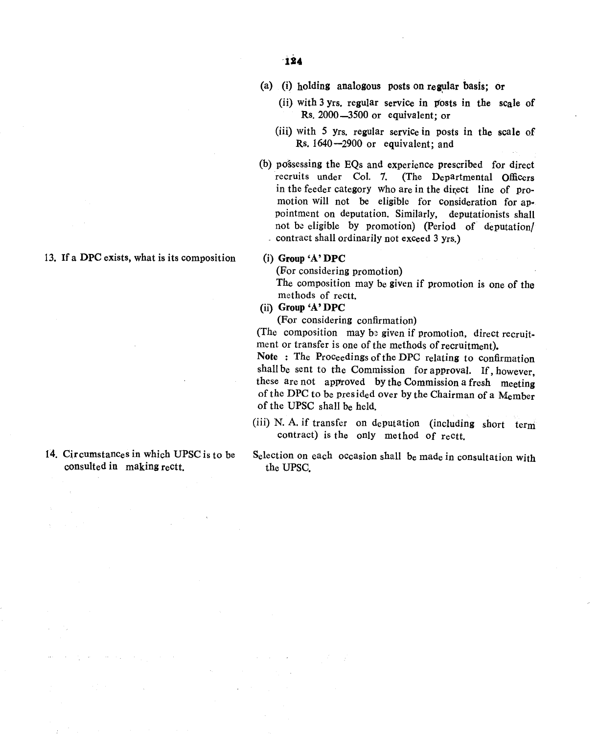(a) (i) holding analogous posts on regular basis; or

(ii) with 3 yrs. regular service in posts in the scale of Rs. 2000—3500 or equivalent; or

(iii) with 5 yrs. regular service in posts in the scale of Rs. 1640—2900 or equivalent; and

(b) possessing the EQs and experience prescribed for direct recruits under Col. 7. (The Departmental Officers in the feeder category who are in the direct line of promotion will not be eligible for consideration for appointment on deputation. Similarly, deputationists shall not be eligible by promotion) (Period of deputation/contract shall ordinarily not exceed 3 yrs.)

| | |
|---|---|
| 13. If a DPC exists, what is its composition | (i) **Group 'A' DPC**<br>(For considering promotion)<br>The composition may be given if promotion is one of the methods of rectt.<br>(ii) **Group 'A' DPC**<br>(For considering confirmation)<br>(The composition may be given if promotion, direct recruitment or transfer is one of the methods of recruitment).<br>**Note** : The Proceedings of the DPC relating to confirmation shall be sent to the Commission for approval. If, however, these are not approved by the Commission a fresh meeting of the DPC to be presided over by the Chairman of a Member of the UPSC shall be held.<br>(iii) N. A. if transfer on deputation (including short term contract) is the only method of rectt. |
| 14. Circumstances in which UPSC is to be consulted in making rectt. | Selection on each occasion shall be made in consultation with the UPSC. |